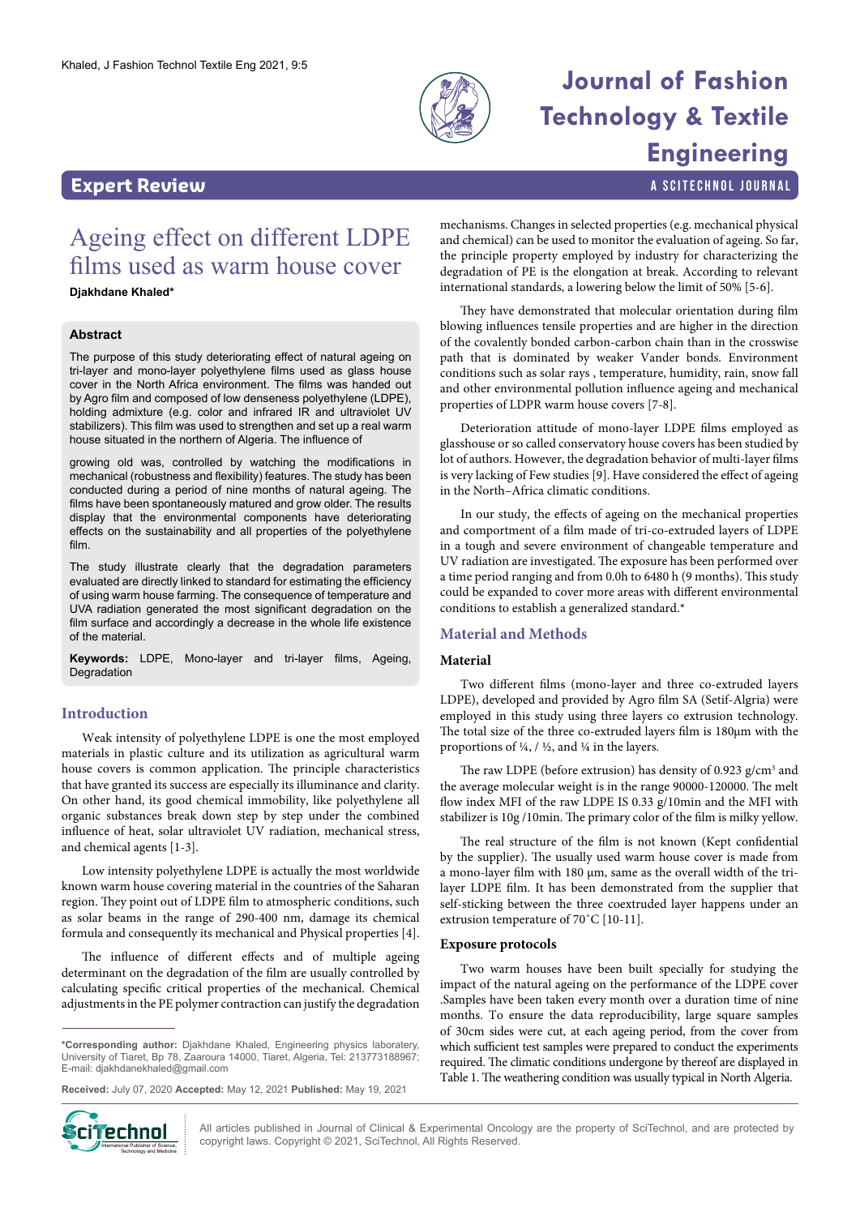## Expert Review

# Ageing effect on different LDPE films used as warm house cover

**Djakhdane Khaled***

### Abstract

The purpose of this study deteriorating effect of natural ageing on tri-layer and mono-layer polyethylene films used as glass house cover in the North Africa environment. The films was handed out by Agro film and composed of low denseness polyethylene (LDPE), holding admixture (e.g. color and infrared IR and ultraviolet UV stabilizers). This film was used to strengthen and set up a real warm house situated in the northern of Algeria. The influence of growing old was, controlled by watching the modifications in mechanical (robustness and flexibility) features. The study has been conducted during a period of nine months of natural ageing. The films have been spontaneously matured and grow older. The results display that the environmental components have deteriorating effects on the sustainability and all properties of the polyethylene film.

The study illustrate clearly that the degradation parameters evaluated are directly linked to standard for estimating the efficiency of using warm house farming. The consequence of temperature and UVA radiation generated the most significant degradation on the film surface and accordingly a decrease in the whole life existence of the material.

**Keywords:** LDPE, Mono-layer and tri-layer films, Ageing, Degradation

## Introduction

Weak intensity of polyethylene LDPE is one the most employed materials in plastic culture and its utilization as agricultural warm house covers is common application. The principle characteristics that have granted its success are especially its illuminance and clarity. On other hand, its good chemical immobility, like polyethylene all organic substances break down step by step under the combined influence of heat, solar ultraviolet UV radiation, mechanical stress, and chemical agents [1-3].

Low intensity polyethylene LDPE is actually the most worldwide known warm house covering material in the countries of the Saharan region. They point out of LDPE film to atmospheric conditions, such as solar beams in the range of 290-400 nm, damage its chemical formula and consequently its mechanical and Physical properties [4].

The influence of different effects and of multiple ageing determinant on the degradation of the film are usually controlled by calculating specific critical properties of the mechanical. Chemical adjustments in the PE polymer contraction can justify the degradation mechanisms. Changes in selected properties (e.g. mechanical physical and chemical) can be used to monitor the evaluation of ageing. So far, the principle property employed by industry for characterizing the degradation of PE is the elongation at break. According to relevant international standards, a lowering below the limit of 50% [5-6].

They have demonstrated that molecular orientation during film blowing influences tensile properties and are higher in the direction of the covalently bonded carbon-carbon chain than in the crosswise path that is dominated by weaker Vander bonds. Environment conditions such as solar rays , temperature, humidity, rain, snow fall and other environmental pollution influence ageing and mechanical properties of LDPR warm house covers [7-8].

Deterioration attitude of mono-layer LDPE films employed as glasshouse or so called conservatory house covers has been studied by lot of authors. However, the degradation behavior of multi-layer films is very lacking of Few studies [9]. Have considered the effect of ageing in the North–Africa climatic conditions.

In our study, the effects of ageing on the mechanical properties and comportment of a film made of tri-co-extruded layers of LDPE in a tough and severe environment of changeable temperature and UV radiation are investigated. The exposure has been performed over a time period ranging and from 0.0h to 6480 h (9 months). This study could be expanded to cover more areas with different environmental conditions to establish a generalized standard.*

## Material and Methods

### Material

Two different films (mono-layer and three co-extruded layers LDPE), developed and provided by Agro film SA (Setif-Algria) were employed in this study using three layers co extrusion technology. The total size of the three co-extruded layers film is 180µm with the proportions of ¼, / ½, and ¼ in the layers.

The raw LDPE (before extrusion) has density of 0.923 $g/cm^3$ and the average molecular weight is in the range 90000-120000. The melt flow index MFI of the raw LDPE IS 0.33 g/10min and the MFI with stabilizer is 10g /10min. The primary color of the film is milky yellow.

The real structure of the film is not known (Kept confidential by the supplier). The usually used warm house cover is made from a mono-layer film with 180 µm, same as the overall width of the tri-layer LDPE film. It has been demonstrated from the supplier that self-sticking between the three coextruded layer happens under an extrusion temperature of 70˚C [10-11].

### Exposure protocols

Two warm houses have been built specially for studying the impact of the natural ageing on the performance of the LDPE cover .Samples have been taken every month over a duration time of nine months. To ensure the data reproducibility, large square samples of 30cm sides were cut, at each ageing period, from the cover from which sufficient test samples were prepared to conduct the experiments required. The climatic conditions undergone by thereof are displayed in Table 1. The weathering condition was usually typical in North Algeria.

*Corresponding author: Djakhdane Khaled, Engineering physics laboratory, University of Tiaret, Bp 78, Zaaroura 14000, Tiaret, Algeria, Tel: 213773188967; E-mail: djakhdanekhaled@gmail.com

**Received:** July 07, 2020 **Accepted:** May 12, 2021 **Published:** May 19, 2021

All articles published in Journal of Clinical & Experimental Oncology are the property of SciTechnol, and are protected by copyright laws. Copyright © 2021, SciTechnol, All Rights Reserved.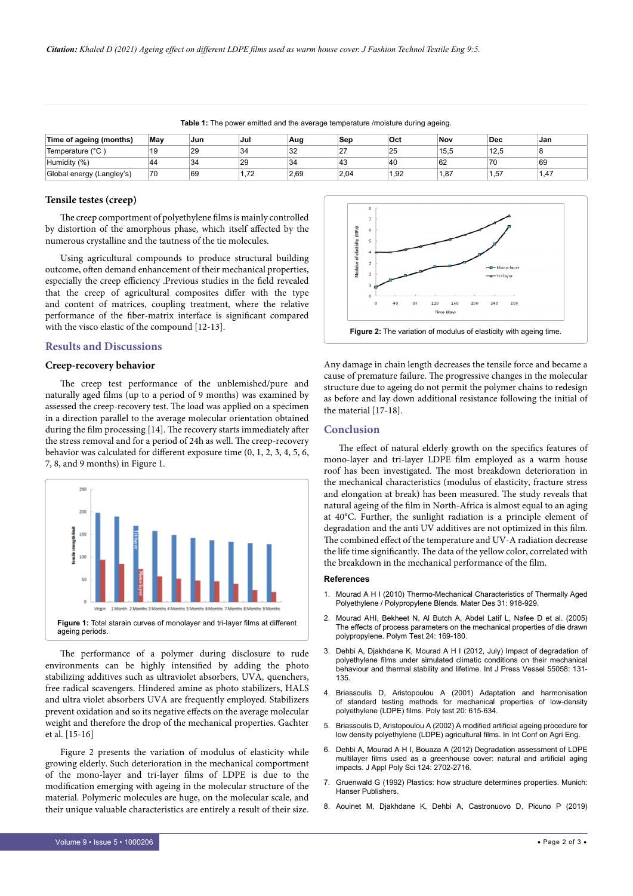**Table 1:** The power emitted and the average temperature /moisture during ageing.

| Time of ageing (months) | May | Jun | Jul | Aug | Sep | Oct | Nov | Dec | Jan |
|---|---|---|---|---|---|---|---|---|---|
| Temperature (°C ) | 19 | 29 | 34 | 32 | 27 | 25 | 15,5 | 12,5 | 8 |
| Humidity (%) | 44 | 34 | 29 | 34 | 43 | 40 | 62 | 70 | 69 |
| Global energy (Langley's) | 70 | 69 | 1,72 | 2,69 | 2,04 | 1,92 | 1,87 | 1,57 | 1,47 |

### Tensile testes (creep)

The creep comportment of polyethylene films is mainly controlled by distortion of the amorphous phase, which itself affected by the numerous crystalline and the tautness of the tie molecules.

Using agricultural compounds to produce structural building outcome, often demand enhancement of their mechanical properties, especially the creep efficiency .Previous studies in the field revealed that the creep of agricultural composites differ with the type and content of matrices, coupling treatment, where the relative performance of the fiber-matrix interface is significant compared with the visco elastic of the compound [12-13].

## Results and Discussions

### Creep-recovery behavior

The creep test performance of the unblemished/pure and naturally aged films (up to a period of 9 months) was examined by assessed the creep-recovery test. The load was applied on a specimen in a direction parallel to the average molecular orientation obtained during the film processing [14]. The recovery starts immediately after the stress removal and for a period of 24h as well. The creep-recovery behavior was calculated for different exposure time (0, 1, 2, 3, 4, 5, 6, 7, 8, and 9 months) in Figure 1.

**Figure 1:** Total starain curves of monolayer and tri-layer films at different ageing periods.

The performance of a polymer during disclosure to rude environments can be highly intensified by adding the photo stabilizing additives such as ultraviolet absorbers, UVA, quenchers, free radical scavengers. Hindered amine as photo stabilizers, HALS and ultra violet absorbers UVA are frequently employed. Stabilizers prevent oxidation and so its negative effects on the average molecular weight and therefore the drop of the mechanical properties. Gachter et al. [15-16]

Figure 2 presents the variation of modulus of elasticity while growing elderly. Such deterioration in the mechanical comportment of the mono-layer and tri-layer films of LDPE is due to the modification emerging with ageing in the molecular structure of the material. Polymeric molecules are huge, on the molecular scale, and their unique valuable characteristics are entirely a result of their size.

**Figure 2:** The variation of modulus of elasticity with ageing time.

Any damage in chain length decreases the tensile force and became a cause of premature failure. The progressive changes in the molecular structure due to ageing do not permit the polymer chains to redesign as before and lay down additional resistance following the initial of the material [17-18].

## Conclusion

The effect of natural elderly growth on the specifics features of mono-layer and tri-layer LDPE film employed as a warm house roof has been investigated. The most breakdown deterioration in the mechanical characteristics (modulus of elasticity, fracture stress and elongation at break) has been measured. The study reveals that natural ageing of the film in North-Africa is almost equal to an aging at 40°C. Further, the sunlight radiation is a principle element of degradation and the anti UV additives are not optimized in this film. The combined effect of the temperature and UV-A radiation decrease the life time significantly. The data of the yellow color, correlated with the breakdown in the mechanical performance of the film.

### References

1. Mourad A H I (2010) Thermo-Mechanical Characteristics of Thermally Aged Polyethylene / Polypropylene Blends. Mater Des 31: 918-929.
2. Mourad AHI, Bekheet N, Al Butch A, Abdel Latif L, Nafee D et al. (2005) The effects of process parameters on the mechanical properties of die drawn polypropylene. Polym Test 24: 169-180.
3. Dehbi A, Djakhdane K, Mourad A H I (2012, July) Impact of degradation of polyethylene films under simulated climatic conditions on their mechanical behaviour and thermal stability and lifetime. Int J Press Vessel 55058: 131-135.
4. Briassoulis D, Aristopoulou A (2001) Adaptation and harmonisation of standard testing methods for mechanical properties of low-density polyethylene (LDPE) films. Poly test 20: 615-634.
5. Briassoulis D, Aristopoulou A (2002) A modified artificial ageing procedure for low density polyethylene (LDPE) agricultural films. In Int Conf on Agri Eng.
6. Dehbi A, Mourad A H I, Bouaza A (2012) Degradation assessment of LDPE multilayer films used as a greenhouse cover: natural and artificial aging impacts. J Appl Poly Sci 124: 2702-2716.
7. Gruenwald G (1992) Plastics: how structure determines properties. Munich: Hanser Publishers.
8. Aouinet M, Djakhdane K, Dehbi A, Castronuovo D, Picuno P (2019)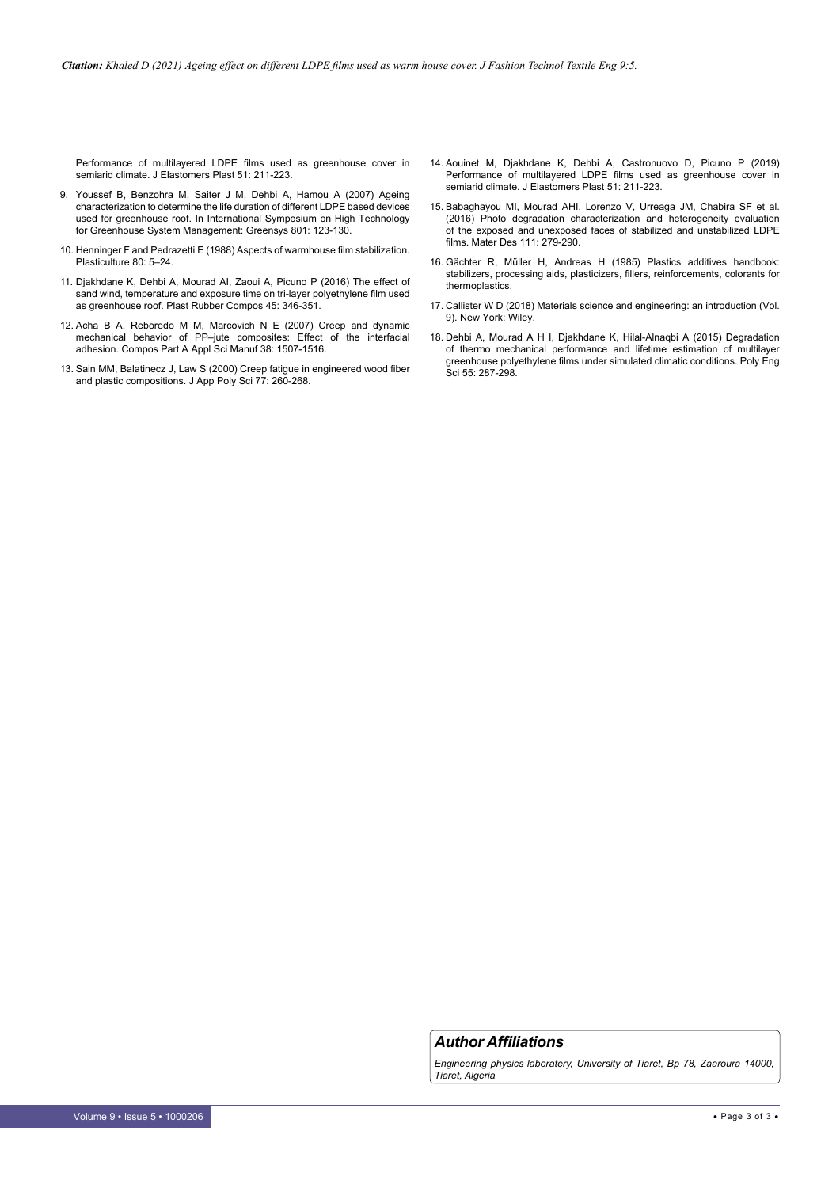Performance of multilayered LDPE films used as greenhouse cover in semiarid climate. J Elastomers Plast 51: 211-223.

9. Youssef B, Benzohra M, Saiter J M, Dehbi A, Hamou A (2007) Ageing characterization to determine the life duration of different LDPE based devices used for greenhouse roof. In International Symposium on High Technology for Greenhouse System Management: Greensys 801: 123-130.
10. Henninger F and Pedrazetti E (1988) Aspects of warmhouse film stabilization. Plasticulture 80: 5–24.
11. Djakhdane K, Dehbi A, Mourad AI, Zaoui A, Picuno P (2016) The effect of sand wind, temperature and exposure time on tri-layer polyethylene film used as greenhouse roof. Plast Rubber Compos 45: 346-351.
12. Acha B A, Reboredo M M, Marcovich N E (2007) Creep and dynamic mechanical behavior of PP–jute composites: Effect of the interfacial adhesion. Compos Part A Appl Sci Manuf 38: 1507-1516.
13. Sain MM, Balatinecz J, Law S (2000) Creep fatigue in engineered wood fiber and plastic compositions. J App Poly Sci 77: 260-268.
14. Aouinet M, Djakhdane K, Dehbi A, Castronuovo D, Picuno P (2019) Performance of multilayered LDPE films used as greenhouse cover in semiarid climate. J Elastomers Plast 51: 211-223.
15. Babaghayou MI, Mourad AHI, Lorenzo V, Urreaga JM, Chabira SF et al. (2016) Photo degradation characterization and heterogeneity evaluation of the exposed and unexposed faces of stabilized and unstabilized LDPE films. Mater Des 111: 279-290.
16. Gächter R, Müller H, Andreas H (1985) Plastics additives handbook: stabilizers, processing aids, plasticizers, fillers, reinforcements, colorants for thermoplastics.
17. Callister W D (2018) Materials science and engineering: an introduction (Vol. 9). New York: Wiley.
18. Dehbi A, Mourad A H I, Djakhdane K, Hilal-Alnaqbi A (2015) Degradation of thermo mechanical performance and lifetime estimation of multilayer greenhouse polyethylene films under simulated climatic conditions. Poly Eng Sci 55: 287-298.

## *Author Affiliations*

*Engineering physics laboratory, University of Tiaret, Bp 78, Zaaroura 14000, Tiaret, Algeria*